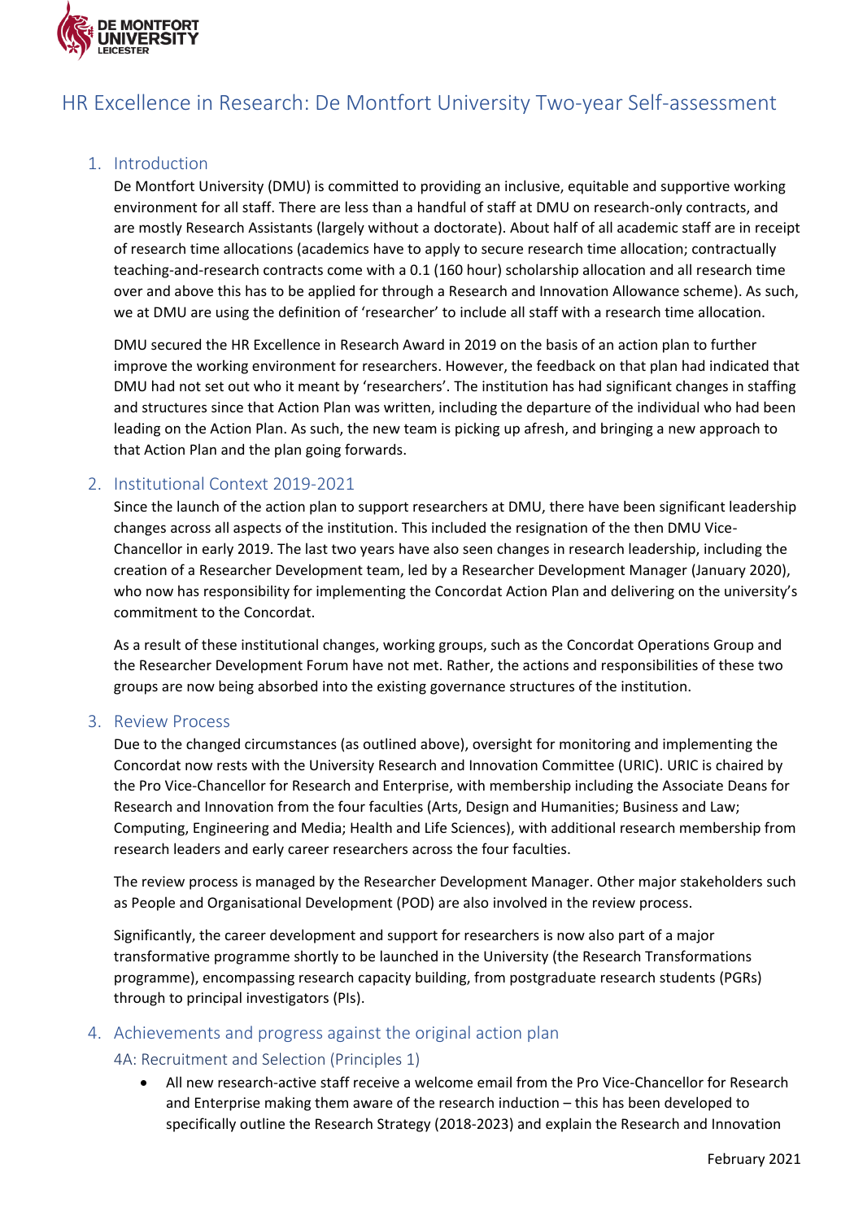# HR Excellence in Research: De Montfort University Two-year Self-assessment

## 1. Introduction

De Montfort University (DMU) is committed to providing an inclusive, equitable and supportive working environment for all staff. There are less than a handful of staff at DMU on research-only contracts, and are mostly Research Assistants (largely without a doctorate). About half of all academic staff are in receipt of research time allocations (academics have to apply to secure research time allocation; contractually teaching-and-research contracts come with a 0.1 (160 hour) scholarship allocation and all research time over and above this has to be applied for through a Research and Innovation Allowance scheme). As such, we at DMU are using the definition of 'researcher' to include all staff with a research time allocation.

DMU secured the HR Excellence in Research Award in 2019 on the basis of an action plan to further improve the working environment for researchers. However, the feedback on that plan had indicated that DMU had not set out who it meant by 'researchers'. The institution has had significant changes in staffing and structures since that Action Plan was written, including the departure of the individual who had been leading on the Action Plan. As such, the new team is picking up afresh, and bringing a new approach to that Action Plan and the plan going forwards.

## 2. Institutional Context 2019-2021

Since the launch of the action plan to support researchers at DMU, there have been significant leadership changes across all aspects of the institution. This included the resignation of the then DMU Vice-Chancellor in early 2019. The last two years have also seen changes in research leadership, including the creation of a Researcher Development team, led by a Researcher Development Manager (January 2020), who now has responsibility for implementing the Concordat Action Plan and delivering on the university's commitment to the Concordat.

As a result of these institutional changes, working groups, such as the Concordat Operations Group and the Researcher Development Forum have not met. Rather, the actions and responsibilities of these two groups are now being absorbed into the existing governance structures of the institution.

## 3. Review Process

Due to the changed circumstances (as outlined above), oversight for monitoring and implementing the Concordat now rests with the University Research and Innovation Committee (URIC). URIC is chaired by the Pro Vice-Chancellor for Research and Enterprise, with membership including the Associate Deans for Research and Innovation from the four faculties (Arts, Design and Humanities; Business and Law; Computing, Engineering and Media; Health and Life Sciences), with additional research membership from research leaders and early career researchers across the four faculties.

The review process is managed by the Researcher Development Manager. Other major stakeholders such as People and Organisational Development (POD) are also involved in the review process.

Significantly, the career development and support for researchers is now also part of a major transformative programme shortly to be launched in the University (the Research Transformations programme), encompassing research capacity building, from postgraduate research students (PGRs) through to principal investigators (PIs).

## 4. Achievements and progress against the original action plan

### 4A: Recruitment and Selection (Principles 1)

- All new research-active staff receive a welcome email from the Pro Vice-Chancellor for Research and Enterprise making them aware of the research induction – this has been developed to specifically outline the Research Strategy (2018-2023) and explain the Research and Innovation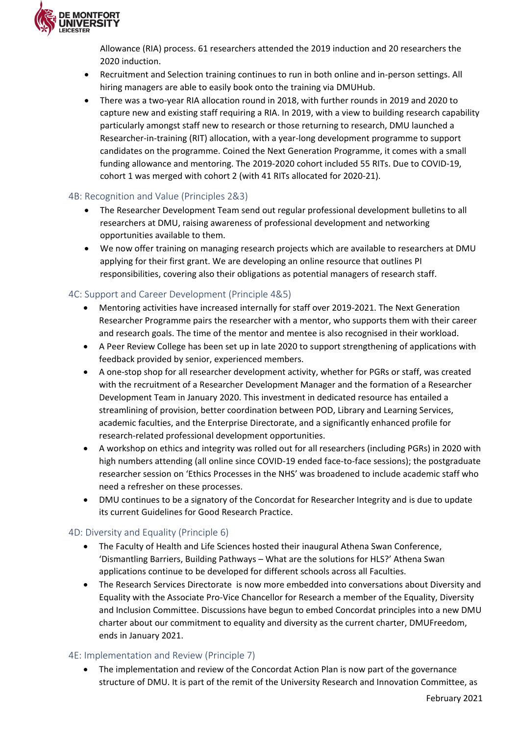Allowance (RIA) process. 61 researchers attended the 2019 induction and 20 researchers the 2020 induction.

- Recruitment and Selection training continues to run in both online and in-person settings. All hiring managers are able to easily book onto the training via DMUHub.
- There was a two-year RIA allocation round in 2018, with further rounds in 2019 and 2020 to capture new and existing staff requiring a RIA. In 2019, with a view to building research capability particularly amongst staff new to research or those returning to research, DMU launched a Researcher-in-training (RIT) allocation, with a year-long development programme to support candidates on the programme. Coined the Next Generation Programme, it comes with a small funding allowance and mentoring. The 2019-2020 cohort included 55 RITs. Due to COVID-19, cohort 1 was merged with cohort 2 (with 41 RITs allocated for 2020-21).

### 4B: Recognition and Value (Principles 2&3)

- The Researcher Development Team send out regular professional development bulletins to all researchers at DMU, raising awareness of professional development and networking opportunities available to them.
- We now offer training on managing research projects which are available to researchers at DMU applying for their first grant. We are developing an online resource that outlines PI responsibilities, covering also their obligations as potential managers of research staff.

### 4C: Support and Career Development (Principle 4&5)

- Mentoring activities have increased internally for staff over 2019-2021. The Next Generation Researcher Programme pairs the researcher with a mentor, who supports them with their career and research goals. The time of the mentor and mentee is also recognised in their workload.
- A Peer Review College has been set up in late 2020 to support strengthening of applications with feedback provided by senior, experienced members.
- A one-stop shop for all researcher development activity, whether for PGRs or staff, was created with the recruitment of a Researcher Development Manager and the formation of a Researcher Development Team in January 2020. This investment in dedicated resource has entailed a streamlining of provision, better coordination between POD, Library and Learning Services, academic faculties, and the Enterprise Directorate, and a significantly enhanced profile for research-related professional development opportunities.
- A workshop on ethics and integrity was rolled out for all researchers (including PGRs) in 2020 with high numbers attending (all online since COVID-19 ended face-to-face sessions); the postgraduate researcher session on 'Ethics Processes in the NHS' was broadened to include academic staff who need a refresher on these processes.
- DMU continues to be a signatory of the Concordat for Researcher Integrity and is due to update its current Guidelines for Good Research Practice.

### 4D: Diversity and Equality (Principle 6)

- The Faculty of Health and Life Sciences hosted their inaugural Athena Swan Conference, 'Dismantling Barriers, Building Pathways – What are the solutions for HLS?' Athena Swan applications continue to be developed for different schools across all Faculties.
- The Research Services Directorate is now more embedded into conversations about Diversity and Equality with the Associate Pro-Vice Chancellor for Research a member of the Equality, Diversity and Inclusion Committee. Discussions have begun to embed Concordat principles into a new DMU charter about our commitment to equality and diversity as the current charter, DMUFreedom, ends in January 2021.

### 4E: Implementation and Review (Principle 7)

- The implementation and review of the Concordat Action Plan is now part of the governance structure of DMU. It is part of the remit of the University Research and Innovation Committee, as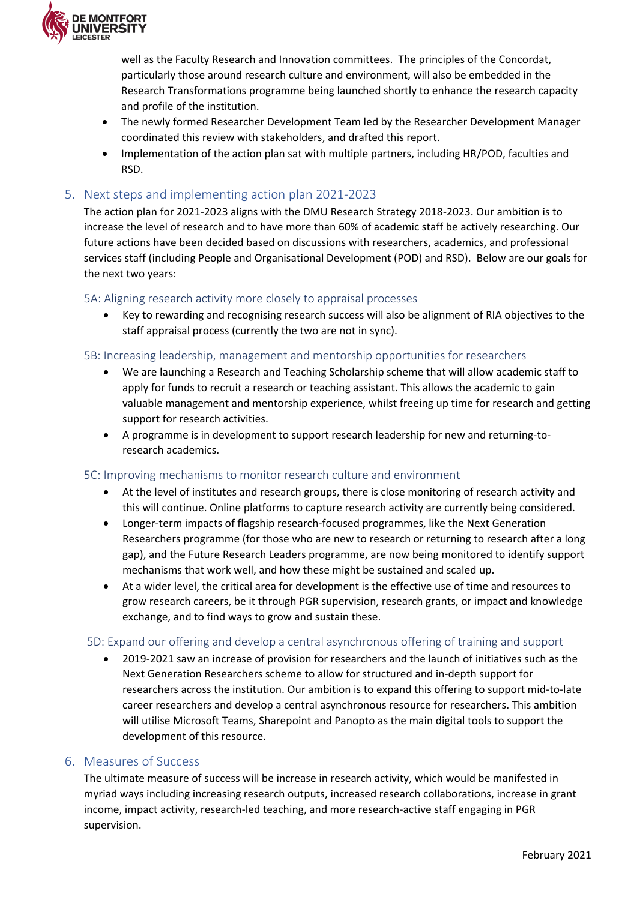well as the Faculty Research and Innovation committees. The principles of the Concordat, particularly those around research culture and environment, will also be embedded in the Research Transformations programme being launched shortly to enhance the research capacity and profile of the institution.

- The newly formed Researcher Development Team led by the Researcher Development Manager coordinated this review with stakeholders, and drafted this report.
- Implementation of the action plan sat with multiple partners, including HR/POD, faculties and RSD.

## 5. Next steps and implementing action plan 2021-2023

The action plan for 2021-2023 aligns with the DMU Research Strategy 2018-2023. Our ambition is to increase the level of research and to have more than 60% of academic staff be actively researching. Our future actions have been decided based on discussions with researchers, academics, and professional services staff (including People and Organisational Development (POD) and RSD). Below are our goals for the next two years:

### 5A: Aligning research activity more closely to appraisal processes

- Key to rewarding and recognising research success will also be alignment of RIA objectives to the staff appraisal process (currently the two are not in sync).

### 5B: Increasing leadership, management and mentorship opportunities for researchers

- We are launching a Research and Teaching Scholarship scheme that will allow academic staff to apply for funds to recruit a research or teaching assistant. This allows the academic to gain valuable management and mentorship experience, whilst freeing up time for research and getting support for research activities.
- A programme is in development to support research leadership for new and returning-to-research academics.

### 5C: Improving mechanisms to monitor research culture and environment

- At the level of institutes and research groups, there is close monitoring of research activity and this will continue. Online platforms to capture research activity are currently being considered.
- Longer-term impacts of flagship research-focused programmes, like the Next Generation Researchers programme (for those who are new to research or returning to research after a long gap), and the Future Research Leaders programme, are now being monitored to identify support mechanisms that work well, and how these might be sustained and scaled up.
- At a wider level, the critical area for development is the effective use of time and resources to grow research careers, be it through PGR supervision, research grants, or impact and knowledge exchange, and to find ways to grow and sustain these.

### 5D: Expand our offering and develop a central asynchronous offering of training and support

- 2019-2021 saw an increase of provision for researchers and the launch of initiatives such as the Next Generation Researchers scheme to allow for structured and in-depth support for researchers across the institution. Our ambition is to expand this offering to support mid-to-late career researchers and develop a central asynchronous resource for researchers. This ambition will utilise Microsoft Teams, Sharepoint and Panopto as the main digital tools to support the development of this resource.

## 6. Measures of Success

The ultimate measure of success will be increase in research activity, which would be manifested in myriad ways including increasing research outputs, increased research collaborations, increase in grant income, impact activity, research-led teaching, and more research-active staff engaging in PGR supervision.

February 2021